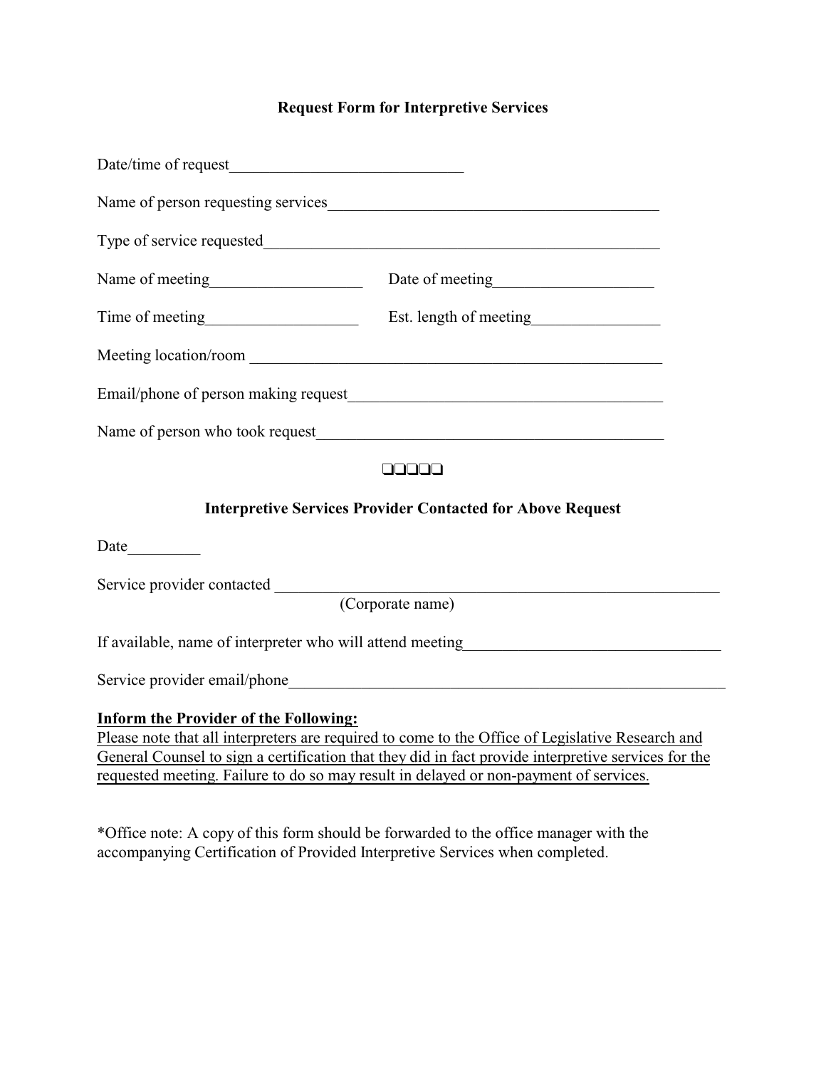# Request Form for Interpretive Services

Date/time of request_____________________________

Name of person requesting services__________________________________________

Type of service requested__________________________________________________

Name of meeting___________________ Date of meeting____________________

Time of meeting___________________ Est. length of meeting________________

Meeting location/room _____________________________________________________

Email/phone of person making request________________________________________

Name of person who took request____________________________________________

❑❑❑❑❑

## Interpretive Services Provider Contacted for Above Request

Date_________

Service provider contacted _________________________________________________________
(Corporate name)

If available, name of interpreter who will attend meeting________________________________

Service provider email/phone________________________________________________________

**Inform the Provider of the Following:**

Please note that all interpreters are required to come to the Office of Legislative Research and General Counsel to sign a certification that they did in fact provide interpretive services for the requested meeting. Failure to do so may result in delayed or non-payment of services.

*Office note: A copy of this form should be forwarded to the office manager with the accompanying Certification of Provided Interpretive Services when completed.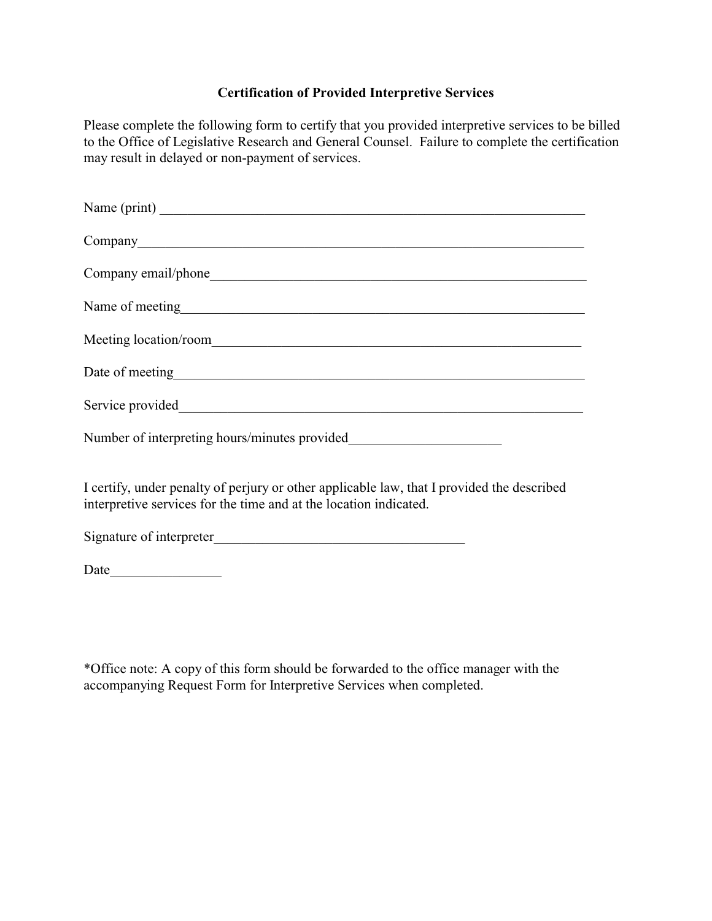**Certification of Provided Interpretive Services**

Please complete the following form to certify that you provided interpretive services to be billed to the Office of Legislative Research and General Counsel. Failure to complete the certification may result in delayed or non-payment of services.

Name (print) ________________________________________________________________

Company____________________________________________________________________

Company email/phone__________________________________________________________

Name of meeting______________________________________________________________

Meeting location/room________________________________________________________

Date of meeting______________________________________________________________

Service provided_____________________________________________________________

Number of interpreting hours/minutes provided______________________

I certify, under penalty of perjury or other applicable law, that I provided the described interpretive services for the time and at the location indicated.

Signature of interpreter____________________________________

Date________________

*Office note: A copy of this form should be forwarded to the office manager with the accompanying Request Form for Interpretive Services when completed.